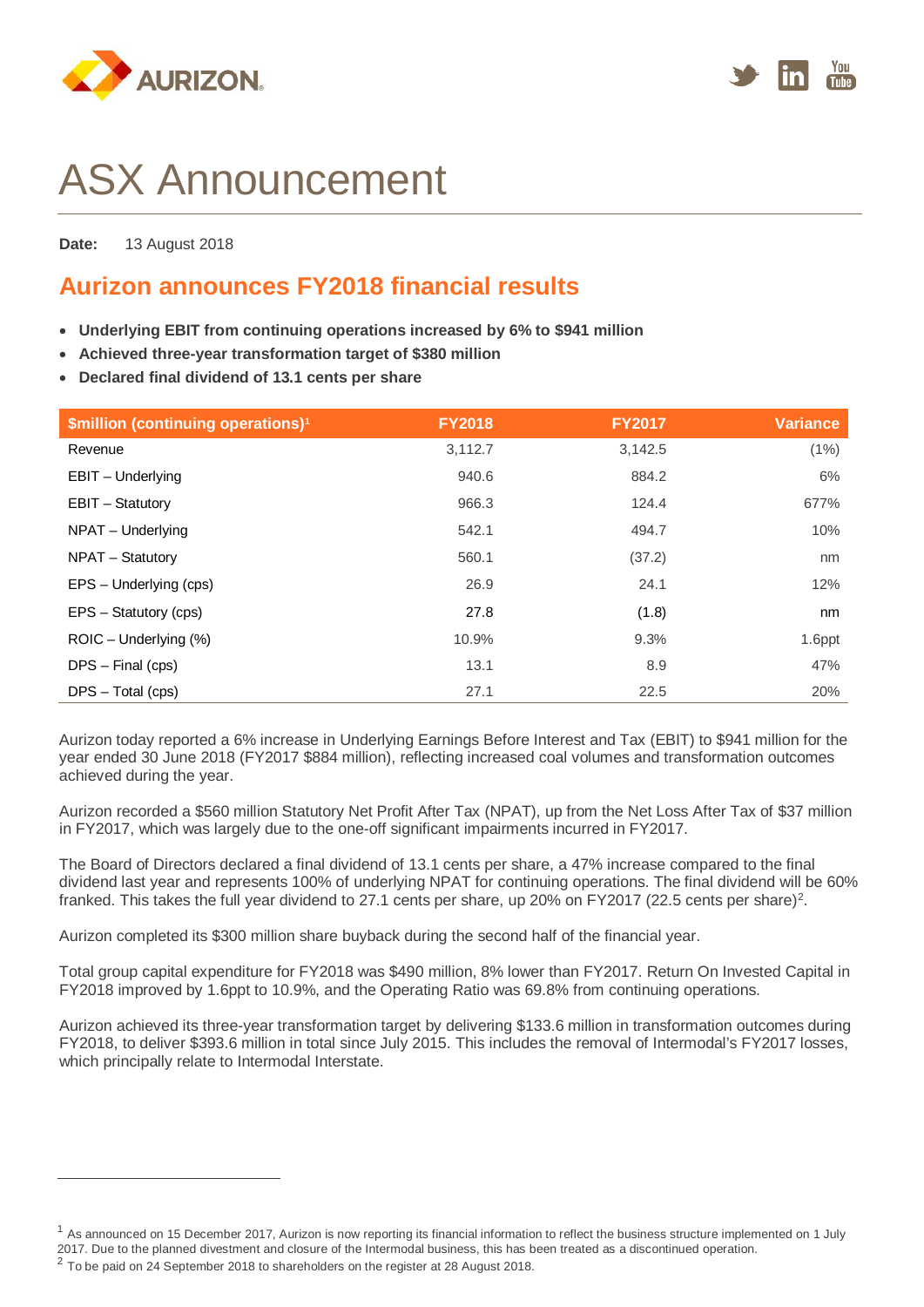# ASX Announcement

**Date:** 13 August 2018

## Aurizon announces FY2018 financial results

- **Underlying EBIT from continuing operations increased by 6% to $941 million**
- **Achieved three-year transformation target of $380 million**
- **Declared final dividend of 13.1 cents per share**

| $million (continuing operations)[1] | FY2018 | FY2017 | Variance |
|---|---|---|---|
| Revenue | 3,112.7 | 3,142.5 | (1%) |
| EBIT – Underlying | 940.6 | 884.2 | 6% |
| EBIT – Statutory | 966.3 | 124.4 | 677% |
| NPAT – Underlying | 542.1 | 494.7 | 10% |
| NPAT – Statutory | 560.1 | (37.2) | nm |
| EPS – Underlying (cps) | 26.9 | 24.1 | 12% |
| EPS – Statutory (cps) | 27.8 | (1.8) | nm |
| ROIC – Underlying (%) | 10.9% | 9.3% | 1.6ppt |
| DPS – Final (cps) | 13.1 | 8.9 | 47% |
| DPS – Total (cps) | 27.1 | 22.5 | 20% |

Aurizon today reported a 6% increase in Underlying Earnings Before Interest and Tax (EBIT) to $941 million for the year ended 30 June 2018 (FY2017 $884 million), reflecting increased coal volumes and transformation outcomes achieved during the year.

Aurizon recorded a $560 million Statutory Net Profit After Tax (NPAT), up from the Net Loss After Tax of $37 million in FY2017, which was largely due to the one-off significant impairments incurred in FY2017.

The Board of Directors declared a final dividend of 13.1 cents per share, a 47% increase compared to the final dividend last year and represents 100% of underlying NPAT for continuing operations. The final dividend will be 60% franked. This takes the full year dividend to 27.1 cents per share, up 20% on FY2017 (22.5 cents per share)[2].

Aurizon completed its $300 million share buyback during the second half of the financial year.

Total group capital expenditure for FY2018 was $490 million, 8% lower than FY2017. Return On Invested Capital in FY2018 improved by 1.6ppt to 10.9%, and the Operating Ratio was 69.8% from continuing operations.

Aurizon achieved its three-year transformation target by delivering $133.6 million in transformation outcomes during FY2018, to deliver $393.6 million in total since July 2015. This includes the removal of Intermodal's FY2017 losses, which principally relate to Intermodal Interstate.

---

[1] As announced on 15 December 2017, Aurizon is now reporting its financial information to reflect the business structure implemented on 1 July 2017. Due to the planned divestment and closure of the Intermodal business, this has been treated as a discontinued operation.

[2] To be paid on 24 September 2018 to shareholders on the register at 28 August 2018.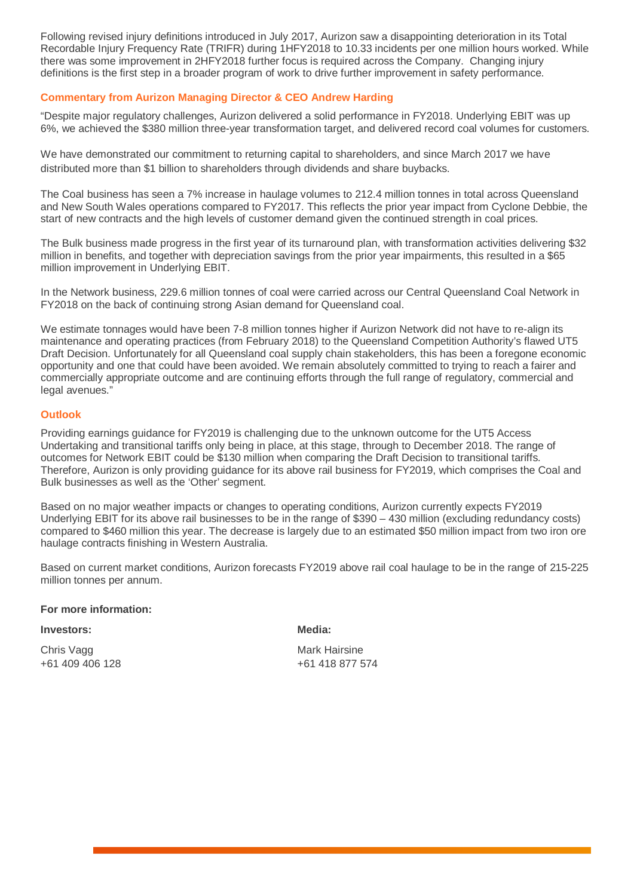Following revised injury definitions introduced in July 2017, Aurizon saw a disappointing deterioration in its Total Recordable Injury Frequency Rate (TRIFR) during 1HFY2018 to 10.33 incidents per one million hours worked. While there was some improvement in 2HFY2018 further focus is required across the Company. Changing injury definitions is the first step in a broader program of work to drive further improvement in safety performance.

### Commentary from Aurizon Managing Director & CEO Andrew Harding

"Despite major regulatory challenges, Aurizon delivered a solid performance in FY2018. Underlying EBIT was up 6%, we achieved the $380 million three-year transformation target, and delivered record coal volumes for customers.

We have demonstrated our commitment to returning capital to shareholders, and since March 2017 we have distributed more than $1 billion to shareholders through dividends and share buybacks.

The Coal business has seen a 7% increase in haulage volumes to 212.4 million tonnes in total across Queensland and New South Wales operations compared to FY2017. This reflects the prior year impact from Cyclone Debbie, the start of new contracts and the high levels of customer demand given the continued strength in coal prices.

The Bulk business made progress in the first year of its turnaround plan, with transformation activities delivering $32 million in benefits, and together with depreciation savings from the prior year impairments, this resulted in a $65 million improvement in Underlying EBIT.

In the Network business, 229.6 million tonnes of coal were carried across our Central Queensland Coal Network in FY2018 on the back of continuing strong Asian demand for Queensland coal.

We estimate tonnages would have been 7-8 million tonnes higher if Aurizon Network did not have to re-align its maintenance and operating practices (from February 2018) to the Queensland Competition Authority's flawed UT5 Draft Decision. Unfortunately for all Queensland coal supply chain stakeholders, this has been a foregone economic opportunity and one that could have been avoided. We remain absolutely committed to trying to reach a fairer and commercially appropriate outcome and are continuing efforts through the full range of regulatory, commercial and legal avenues."

### Outlook

Providing earnings guidance for FY2019 is challenging due to the unknown outcome for the UT5 Access Undertaking and transitional tariffs only being in place, at this stage, through to December 2018. The range of outcomes for Network EBIT could be $130 million when comparing the Draft Decision to transitional tariffs. Therefore, Aurizon is only providing guidance for its above rail business for FY2019, which comprises the Coal and Bulk businesses as well as the 'Other' segment.

Based on no major weather impacts or changes to operating conditions, Aurizon currently expects FY2019 Underlying EBIT for its above rail businesses to be in the range of $390 – 430 million (excluding redundancy costs) compared to $460 million this year. The decrease is largely due to an estimated $50 million impact from two iron ore haulage contracts finishing in Western Australia.

Based on current market conditions, Aurizon forecasts FY2019 above rail coal haulage to be in the range of 215-225 million tonnes per annum.

**For more information:**

**Investors:**

Chris Vagg
+61 409 406 128

**Media:**

Mark Hairsine
+61 418 877 574